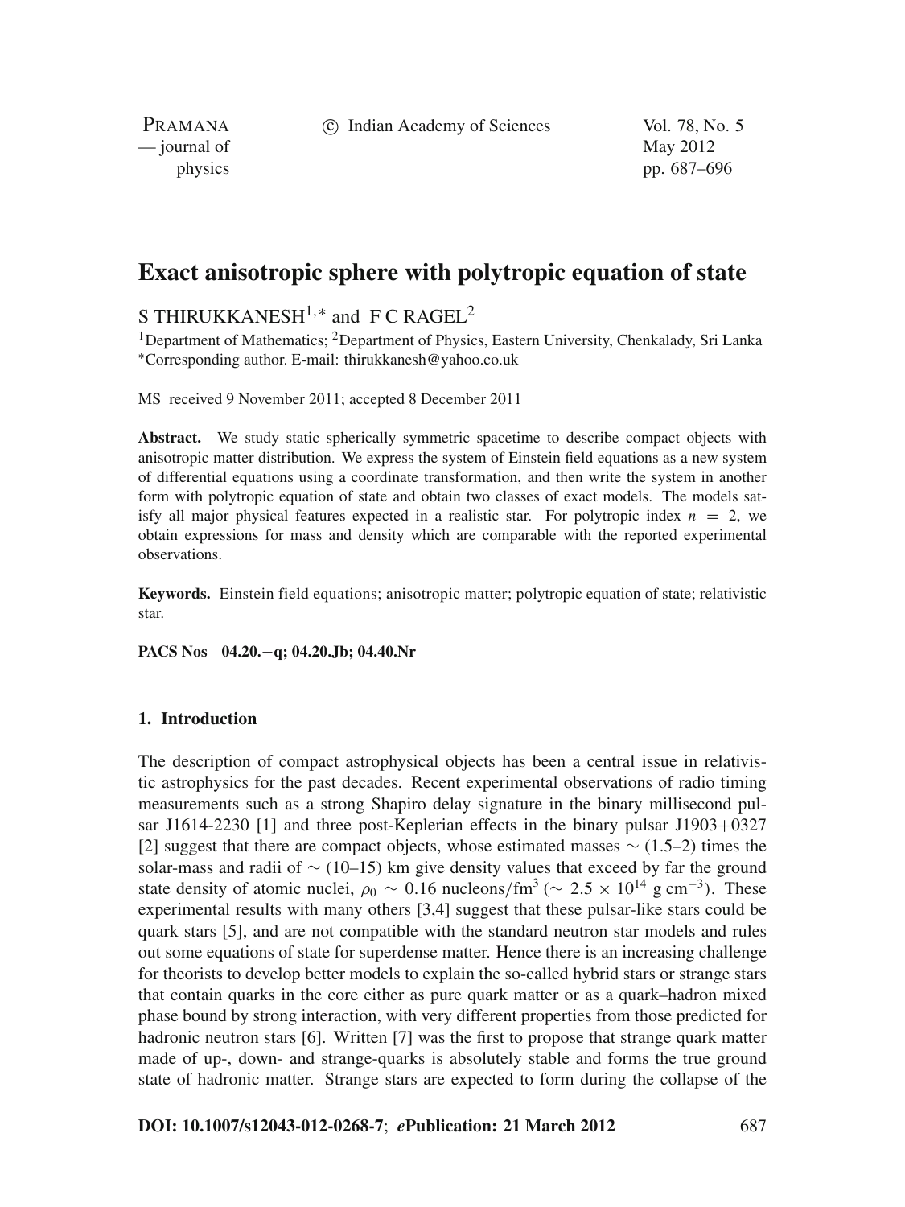# Exact anisotropic sphere with polytropic equation of state

S THIRUKKANESH[1,*] and F C RAGEL[2]

[1]Department of Mathematics; [2]Department of Physics, Eastern University, Chenkalady, Sri Lanka
[*]Corresponding author. E-mail: thirukkanesh@yahoo.co.uk

MS received 9 November 2011; accepted 8 December 2011

**Abstract.** We study static spherically symmetric spacetime to describe compact objects with anisotropic matter distribution. We express the system of Einstein field equations as a new system of differential equations using a coordinate transformation, and then write the system in another form with polytropic equation of state and obtain two classes of exact models. The models satisfy all major physical features expected in a realistic star. For polytropic index $n = 2$, we obtain expressions for mass and density which are comparable with the reported experimental observations.

**Keywords.** Einstein field equations; anisotropic matter; polytropic equation of state; relativistic star.

**PACS Nos** 04.20.−q; 04.20.Jb; 04.40.Nr

## 1. Introduction

The description of compact astrophysical objects has been a central issue in relativistic astrophysics for the past decades. Recent experimental observations of radio timing measurements such as a strong Shapiro delay signature in the binary millisecond pulsar J1614-2230 [1] and three post-Keplerian effects in the binary pulsar J1903+0327 [2] suggest that there are compact objects, whose estimated masses $\sim$ (1.5–2) times the solar-mass and radii of $\sim$ (10–15) km give density values that exceed by far the ground state density of atomic nuclei, $\rho_0 \sim 0.16$ nucleons/fm$^3$ ($\sim 2.5 \times 10^{14}$ g cm$^{-3}$). These experimental results with many others [3,4] suggest that these pulsar-like stars could be quark stars [5], and are not compatible with the standard neutron star models and rules out some equations of state for superdense matter. Hence there is an increasing challenge for theorists to develop better models to explain the so-called hybrid stars or strange stars that contain quarks in the core either as pure quark matter or as a quark–hadron mixed phase bound by strong interaction, with very different properties from those predicted for hadronic neutron stars [6]. Written [7] was the first to propose that strange quark matter made of up-, down- and strange-quarks is absolutely stable and forms the true ground state of hadronic matter. Strange stars are expected to form during the collapse of the

**DOI: 10.1007/s12043-012-0268-7**; ***e*Publication: 21 March 2012**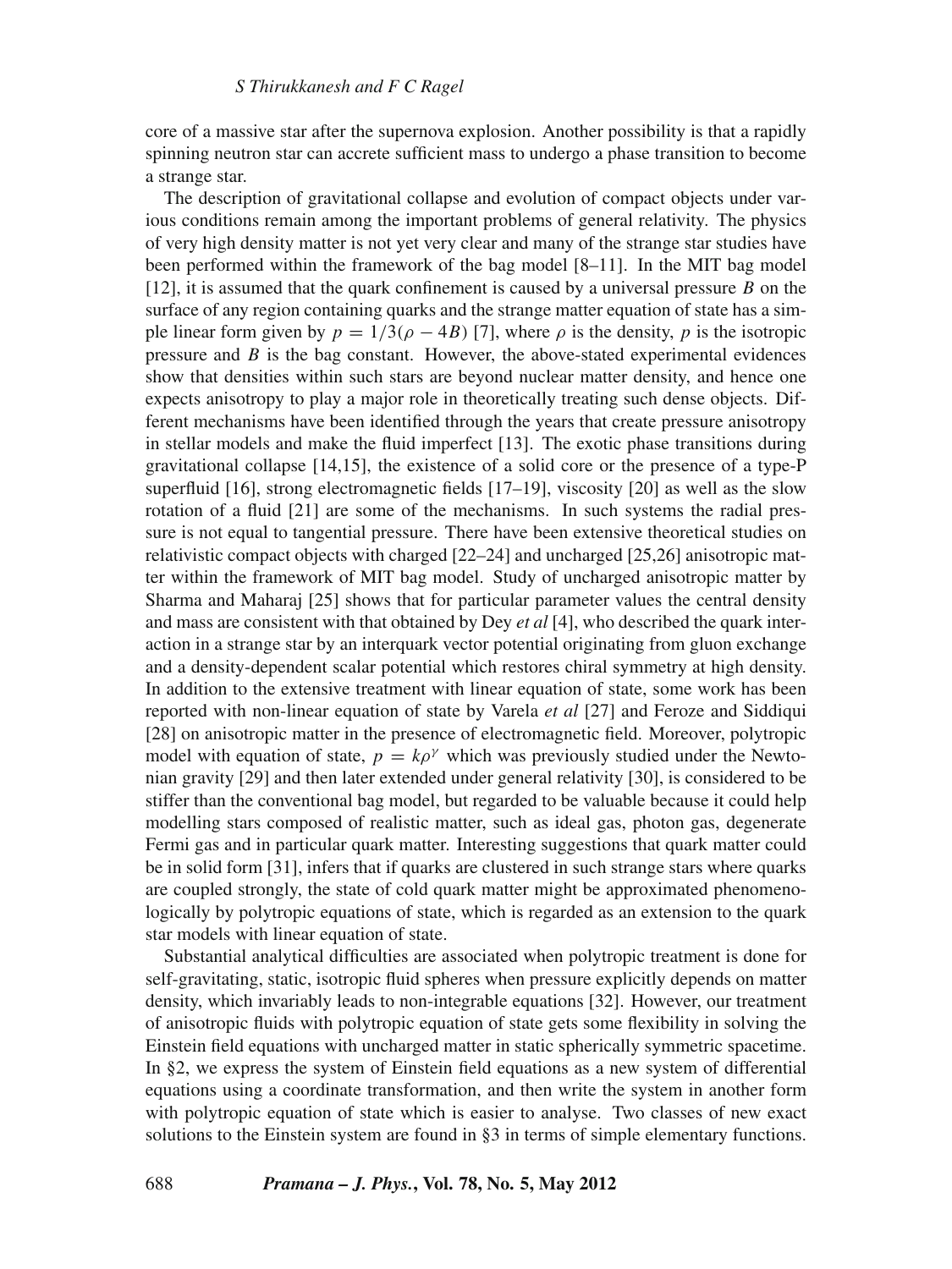core of a massive star after the supernova explosion. Another possibility is that a rapidly spinning neutron star can accrete sufficient mass to undergo a phase transition to become a strange star.

The description of gravitational collapse and evolution of compact objects under various conditions remain among the important problems of general relativity. The physics of very high density matter is not yet very clear and many of the strange star studies have been performed within the framework of the bag model [8–11]. In the MIT bag model [12], it is assumed that the quark confinement is caused by a universal pressure $B$ on the surface of any region containing quarks and the strange matter equation of state has a simple linear form given by $p = 1/3(\rho - 4B)$ [7], where $\rho$ is the density, $p$ is the isotropic pressure and $B$ is the bag constant. However, the above-stated experimental evidences show that densities within such stars are beyond nuclear matter density, and hence one expects anisotropy to play a major role in theoretically treating such dense objects. Different mechanisms have been identified through the years that create pressure anisotropy in stellar models and make the fluid imperfect [13]. The exotic phase transitions during gravitational collapse [14,15], the existence of a solid core or the presence of a type-P superfluid [16], strong electromagnetic fields [17–19], viscosity [20] as well as the slow rotation of a fluid [21] are some of the mechanisms. In such systems the radial pressure is not equal to tangential pressure. There have been extensive theoretical studies on relativistic compact objects with charged [22–24] and uncharged [25,26] anisotropic matter within the framework of MIT bag model. Study of uncharged anisotropic matter by Sharma and Maharaj [25] shows that for particular parameter values the central density and mass are consistent with that obtained by Dey *et al* [4], who described the quark interaction in a strange star by an interquark vector potential originating from gluon exchange and a density-dependent scalar potential which restores chiral symmetry at high density. In addition to the extensive treatment with linear equation of state, some work has been reported with non-linear equation of state by Varela *et al* [27] and Feroze and Siddiqui [28] on anisotropic matter in the presence of electromagnetic field. Moreover, polytropic model with equation of state, $p = k\rho^{\gamma}$ which was previously studied under the Newtonian gravity [29] and then later extended under general relativity [30], is considered to be stiffer than the conventional bag model, but regarded to be valuable because it could help modelling stars composed of realistic matter, such as ideal gas, photon gas, degenerate Fermi gas and in particular quark matter. Interesting suggestions that quark matter could be in solid form [31], infers that if quarks are clustered in such strange stars where quarks are coupled strongly, the state of cold quark matter might be approximated phenomenologically by polytropic equations of state, which is regarded as an extension to the quark star models with linear equation of state.

Substantial analytical difficulties are associated when polytropic treatment is done for self-gravitating, static, isotropic fluid spheres when pressure explicitly depends on matter density, which invariably leads to non-integrable equations [32]. However, our treatment of anisotropic fluids with polytropic equation of state gets some flexibility in solving the Einstein field equations with uncharged matter in static spherically symmetric spacetime. In §2, we express the system of Einstein field equations as a new system of differential equations using a coordinate transformation, and then write the system in another form with polytropic equation of state which is easier to analyse. Two classes of new exact solutions to the Einstein system are found in §3 in terms of simple elementary functions.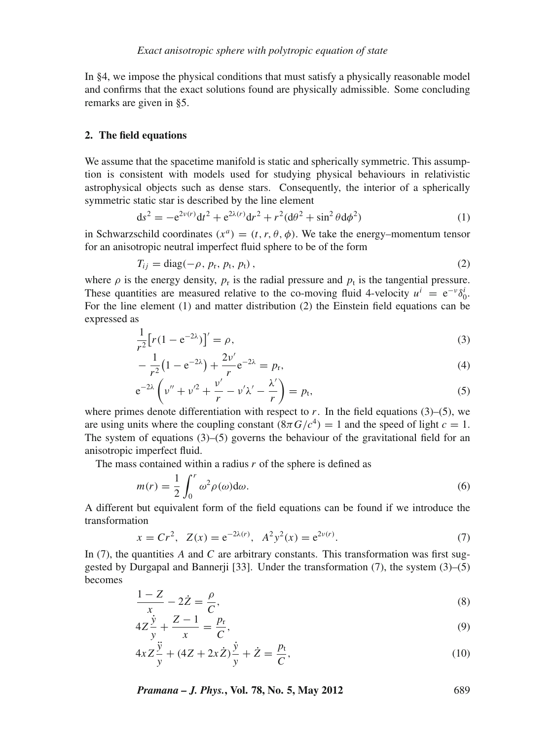In §4, we impose the physical conditions that must satisfy a physically reasonable model and confirms that the exact solutions found are physically admissible. Some concluding remarks are given in §5.

## 2. The field equations

We assume that the spacetime manifold is static and spherically symmetric. This assumption is consistent with models used for studying physical behaviours in relativistic astrophysical objects such as dense stars. Consequently, the interior of a spherically symmetric static star is described by the line element

$$\mathrm{d}s^2 = -\mathrm{e}^{2\nu(r)}\mathrm{d}t^2 + \mathrm{e}^{2\lambda(r)}\mathrm{d}r^2 + r^2(\mathrm{d}\theta^2 + \sin^2\theta\mathrm{d}\phi^2) \tag{1}$$

in Schwarzschild coordinates $(x^a) = (t, r, \theta, \phi)$. We take the energy–momentum tensor for an anisotropic neutral imperfect fluid sphere to be of the form

$$T_{ij} = \mathrm{diag}(-\rho, p_{\mathrm{r}}, p_{\mathrm{t}}, p_{\mathrm{t}}), \tag{2}$$

where $\rho$ is the energy density, $p_{\mathrm{r}}$ is the radial pressure and $p_{\mathrm{t}}$ is the tangential pressure. These quantities are measured relative to the co-moving fluid 4-velocity $u^i = \mathrm{e}^{-\nu}\delta^i_0$. For the line element (1) and matter distribution (2) the Einstein field equations can be expressed as

$$\frac{1}{r^2}\left[r(1-\mathrm{e}^{-2\lambda})\right]' = \rho, \tag{3}$$

$$-\frac{1}{r^2}\left(1-\mathrm{e}^{-2\lambda}\right) + \frac{2\nu'}{r}\mathrm{e}^{-2\lambda} = p_{\mathrm{r}}, \tag{4}$$

$$\mathrm{e}^{-2\lambda}\left(\nu'' + \nu'^2 + \frac{\nu'}{r} - \nu'\lambda' - \frac{\lambda'}{r}\right) = p_{\mathrm{t}}, \tag{5}$$

where primes denote differentiation with respect to $r$. In the field equations (3)–(5), we are using units where the coupling constant $(8\pi G/c^4) = 1$ and the speed of light $c = 1$. The system of equations (3)–(5) governs the behaviour of the gravitational field for an anisotropic imperfect fluid.

The mass contained within a radius $r$ of the sphere is defined as

$$m(r) = \frac{1}{2}\int_0^r \omega^2\rho(\omega)\mathrm{d}\omega. \tag{6}$$

A different but equivalent form of the field equations can be found if we introduce the transformation

$$x = Cr^2, \quad Z(x) = \mathrm{e}^{-2\lambda(r)}, \quad A^2y^2(x) = \mathrm{e}^{2\nu(r)}. \tag{7}$$

In (7), the quantities $A$ and $C$ are arbitrary constants. This transformation was first suggested by Durgapal and Bannerji [33]. Under the transformation (7), the system (3)–(5) becomes

$$\frac{1-Z}{x} - 2\dot{Z} = \frac{\rho}{C}, \tag{8}$$

$$4Z\frac{\dot{y}}{y} + \frac{Z-1}{x} = \frac{p_{\mathrm{r}}}{C}, \tag{9}$$

$$4xZ\frac{\ddot{y}}{y} + (4Z + 2x\dot{Z})\frac{\dot{y}}{y} + \dot{Z} = \frac{p_{\mathrm{t}}}{C}, \tag{10}$$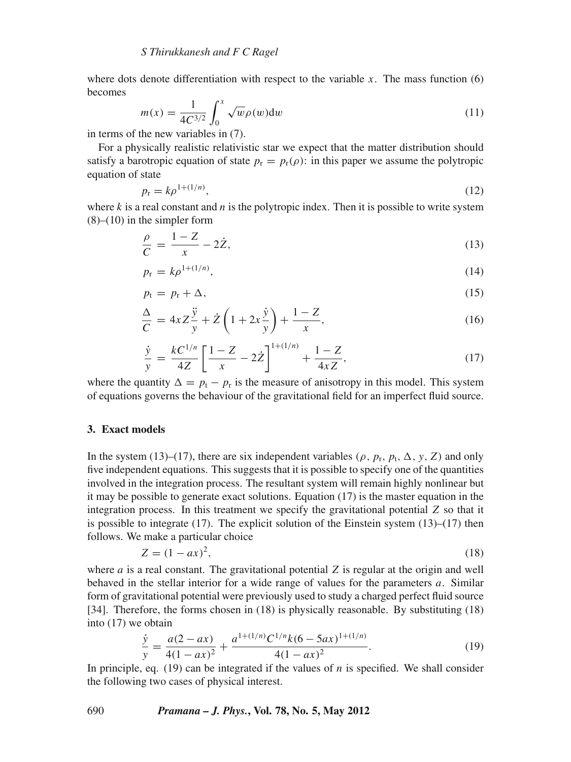where dots denote differentiation with respect to the variable $x$. The mass function (6) becomes

$$m(x) = \frac{1}{4C^{3/2}} \int_0^x \sqrt{w}\rho(w)\mathrm{d}w \tag{11}$$

in terms of the new variables in (7).

For a physically realistic relativistic star we expect that the matter distribution should satisfy a barotropic equation of state $p_{\mathrm{r}} = p_{\mathrm{r}}(\rho)$: in this paper we assume the polytropic equation of state

$$p_{\mathrm{r}} = k\rho^{1+(1/n)}, \tag{12}$$

where $k$ is a real constant and $n$ is the polytropic index. Then it is possible to write system (8)–(10) in the simpler form

$$\frac{\rho}{C} = \frac{1-Z}{x} - 2\dot{Z}, \tag{13}$$

$$p_{\mathrm{r}} = k\rho^{1+(1/n)}, \tag{14}$$

$$p_{\mathrm{t}} = p_{\mathrm{r}} + \Delta, \tag{15}$$

$$\frac{\Delta}{C} = 4xZ\frac{\ddot{y}}{y} + \dot{Z}\left(1 + 2x\frac{\dot{y}}{y}\right) + \frac{1-Z}{x}, \tag{16}$$

$$\frac{\dot{y}}{y} = \frac{kC^{1/n}}{4Z}\left[\frac{1-Z}{x} - 2\dot{Z}\right]^{1+(1/n)} + \frac{1-Z}{4xZ}, \tag{17}$$

where the quantity $\Delta = p_{\mathrm{t}} - p_{\mathrm{r}}$ is the measure of anisotropy in this model. This system of equations governs the behaviour of the gravitational field for an imperfect fluid source.

## 3. Exact models

In the system (13)–(17), there are six independent variables ($\rho$, $p_{\mathrm{r}}$, $p_{\mathrm{t}}$, $\Delta$, $y$, $Z$) and only five independent equations. This suggests that it is possible to specify one of the quantities involved in the integration process. The resultant system will remain highly nonlinear but it may be possible to generate exact solutions. Equation (17) is the master equation in the integration process. In this treatment we specify the gravitational potential $Z$ so that it is possible to integrate (17). The explicit solution of the Einstein system (13)–(17) then follows. We make a particular choice

$$Z = (1 - ax)^2, \tag{18}$$

where $a$ is a real constant. The gravitational potential $Z$ is regular at the origin and well behaved in the stellar interior for a wide range of values for the parameters $a$. Similar form of gravitational potential were previously used to study a charged perfect fluid source [34]. Therefore, the forms chosen in (18) is physically reasonable. By substituting (18) into (17) we obtain

$$\frac{\dot{y}}{y} = \frac{a(2-ax)}{4(1-ax)^2} + \frac{a^{1+(1/n)}C^{1/n}k(6-5ax)^{1+(1/n)}}{4(1-ax)^2}. \tag{19}$$

In principle, eq. (19) can be integrated if the values of $n$ is specified. We shall consider the following two cases of physical interest.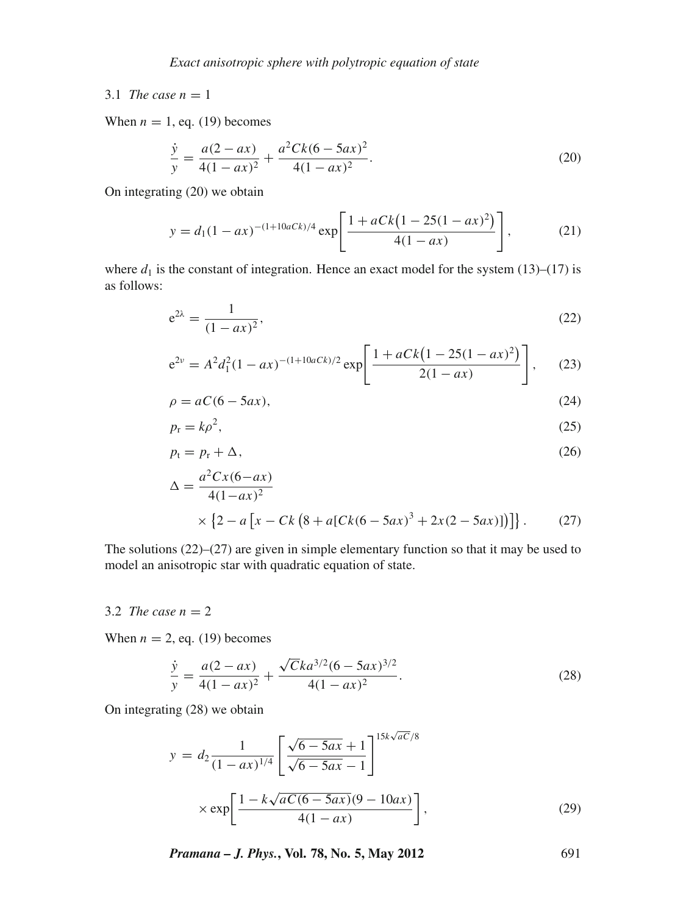### 3.1 *The case $n = 1$*

When $n = 1$, eq. (19) becomes

$$\frac{\dot{y}}{y} = \frac{a(2 - ax)}{4(1 - ax)^2} + \frac{a^2Ck(6 - 5ax)^2}{4(1 - ax)^2}. \tag{20}$$

On integrating (20) we obtain

$$y = d_1(1 - ax)^{-(1+10aCk)/4} \exp\left[\frac{1 + aCk\left(1 - 25(1 - ax)^2\right)}{4(1 - ax)}\right], \tag{21}$$

where $d_1$ is the constant of integration. Hence an exact model for the system (13)–(17) is as follows:

$$\mathrm{e}^{2\lambda} = \frac{1}{(1 - ax)^2}, \tag{22}$$

$$\mathrm{e}^{2\nu} = A^2 d_1^2 (1 - ax)^{-(1+10aCk)/2} \exp\left[\frac{1 + aCk\left(1 - 25(1 - ax)^2\right)}{2(1 - ax)}\right], \tag{23}$$

$$\rho = aC(6 - 5ax), \tag{24}$$

$$p_{\mathrm{r}} = k\rho^2, \tag{25}$$

$$p_{\mathrm{t}} = p_{\mathrm{r}} + \Delta, \tag{26}$$

$$\Delta = \frac{a^2Cx(6-ax)}{4(1-ax)^2} \times \left\{2 - a\left[x - Ck\left(8 + a[Ck(6 - 5ax)^3 + 2x(2 - 5ax)]\right)\right]\right\}. \tag{27}$$

The solutions (22)–(27) are given in simple elementary function so that it may be used to model an anisotropic star with quadratic equation of state.

### 3.2 *The case $n = 2$*

When $n = 2$, eq. (19) becomes

$$\frac{\dot{y}}{y} = \frac{a(2 - ax)}{4(1 - ax)^2} + \frac{\sqrt{C}ka^{3/2}(6 - 5ax)^{3/2}}{4(1 - ax)^2}. \tag{28}$$

On integrating (28) we obtain

$$y = d_2 \frac{1}{(1 - ax)^{1/4}} \left[\frac{\sqrt{6 - 5ax} + 1}{\sqrt{6 - 5ax} - 1}\right]^{15k\sqrt{aC}/8} \times \exp\left[\frac{1 - k\sqrt{aC(6 - 5ax)}(9 - 10ax)}{4(1 - ax)}\right], \tag{29}$$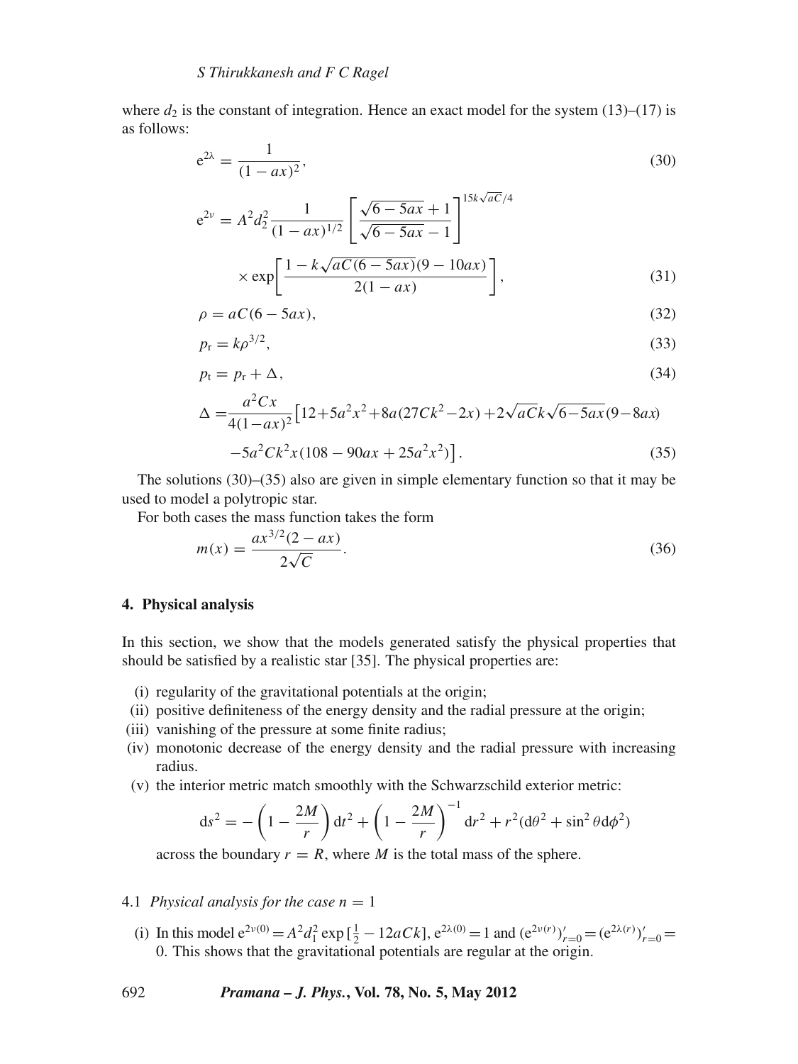where $d_2$ is the constant of integration. Hence an exact model for the system (13)–(17) is as follows:

$$\mathrm{e}^{2\lambda} = \frac{1}{(1-ax)^2}, \tag{30}$$

$$\mathrm{e}^{2\nu} = A^2 d_2^2 \frac{1}{(1-ax)^{1/2}} \left[ \frac{\sqrt{6-5ax}+1}{\sqrt{6-5ax}-1} \right]^{15k\sqrt{aC}/4} \times \exp\left[ \frac{1 - k\sqrt{aC(6-5ax)}(9-10ax)}{2(1-ax)} \right], \tag{31}$$

$$\rho = aC(6-5ax), \tag{32}$$

$$p_{\mathrm{r}} = k\rho^{3/2}, \tag{33}$$

$$p_{\mathrm{t}} = p_{\mathrm{r}} + \Delta, \tag{34}$$

$$\Delta = \frac{a^2 Cx}{4(1-ax)^2} \big[ 12 + 5a^2x^2 + 8a(27Ck^2 - 2x) + 2\sqrt{aC}k\sqrt{6-5ax}(9-8ax) - 5a^2Ck^2x(108 - 90ax + 25a^2x^2) \big]. \tag{35}$$

The solutions (30)–(35) also are given in simple elementary function so that it may be used to model a polytropic star.

For both cases the mass function takes the form

$$m(x) = \frac{ax^{3/2}(2-ax)}{2\sqrt{C}}. \tag{36}$$

## 4. Physical analysis

In this section, we show that the models generated satisfy the physical properties that should be satisfied by a realistic star [35]. The physical properties are:

(i) regularity of the gravitational potentials at the origin;
(ii) positive definiteness of the energy density and the radial pressure at the origin;
(iii) vanishing of the pressure at some finite radius;
(iv) monotonic decrease of the energy density and the radial pressure with increasing radius.
(v) the interior metric match smoothly with the Schwarzschild exterior metric:

$$\mathrm{d}s^2 = -\left(1 - \frac{2M}{r}\right)\mathrm{d}t^2 + \left(1 - \frac{2M}{r}\right)^{-1}\mathrm{d}r^2 + r^2(\mathrm{d}\theta^2 + \sin^2\theta \mathrm{d}\phi^2)$$

across the boundary $r = R$, where $M$ is the total mass of the sphere.

### 4.1 *Physical analysis for the case $n = 1$*

(i) In this model $\mathrm{e}^{2\nu(0)} = A^2 d_1^2 \exp\left[\frac{1}{2} - 12aCk\right]$, $\mathrm{e}^{2\lambda(0)} = 1$ and $(\mathrm{e}^{2\nu(r)})'_{r=0} = (\mathrm{e}^{2\lambda(r)})'_{r=0} = 0$. This shows that the gravitational potentials are regular at the origin.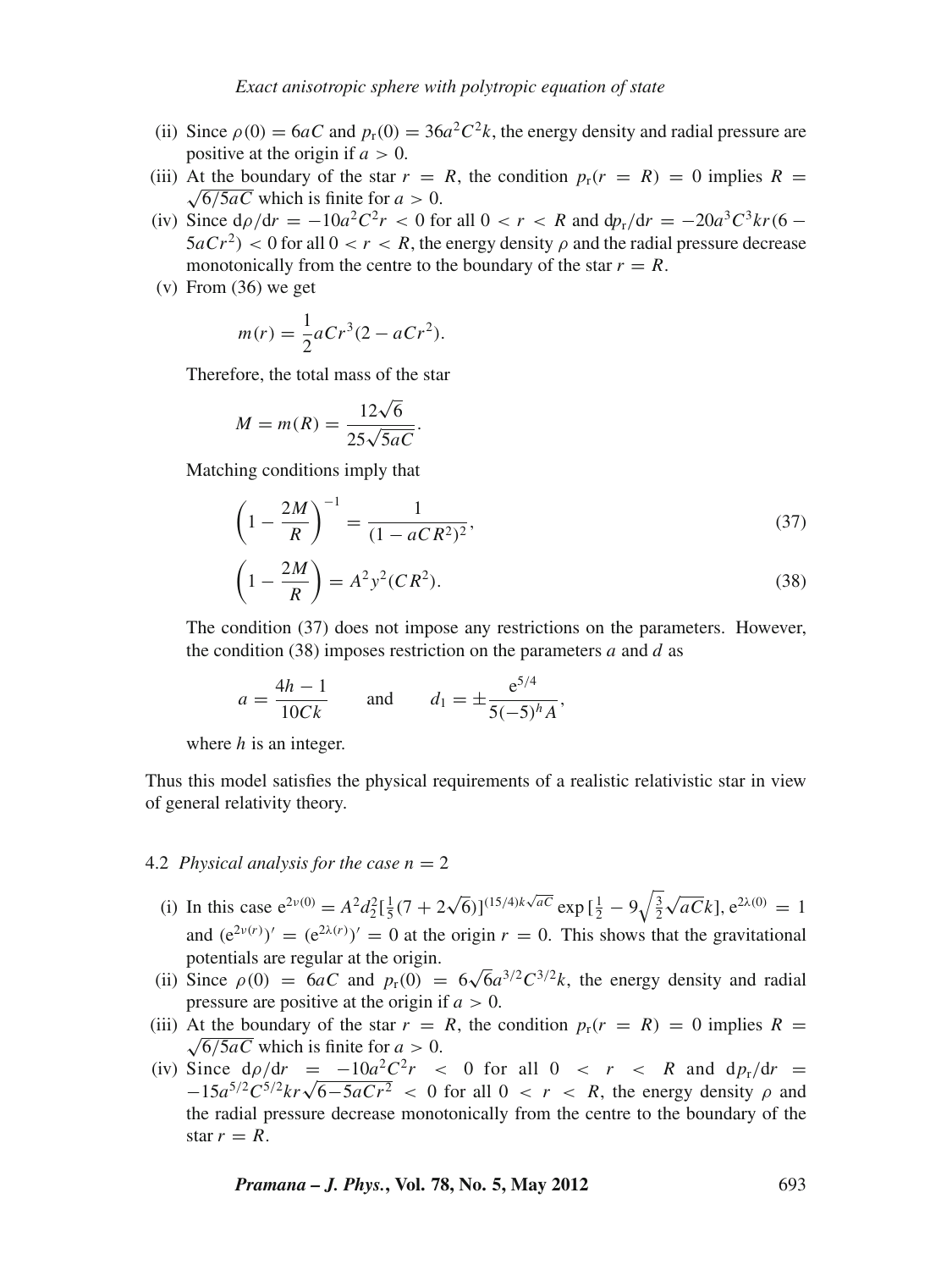(ii) Since $\rho(0) = 6aC$ and $p_r(0) = 36a^2C^2k$, the energy density and radial pressure are positive at the origin if $a > 0$.

(iii) At the boundary of the star $r = R$, the condition $p_r(r = R) = 0$ implies $R = \sqrt{6/5aC}$ which is finite for $a > 0$.

(iv) Since $\mathrm{d}\rho/\mathrm{d}r = -10a^2C^2r < 0$ for all $0 < r < R$ and $\mathrm{d}p_r/\mathrm{d}r = -20a^3C^3kr(6 - 5aCr^2) < 0$ for all $0 < r < R$, the energy density $\rho$ and the radial pressure decrease monotonically from the centre to the boundary of the star $r = R$.

(v) From (36) we get

$$m(r) = \frac{1}{2}aCr^3(2 - aCr^2).$$

Therefore, the total mass of the star

$$M = m(R) = \frac{12\sqrt{6}}{25\sqrt{5aC}}.$$

Matching conditions imply that

$$\left(1 - \frac{2M}{R}\right)^{-1} = \frac{1}{(1 - aCR^2)^2}, \tag{37}$$

$$\left(1 - \frac{2M}{R}\right) = A^2y^2(CR^2). \tag{38}$$

The condition (37) does not impose any restrictions on the parameters. However, the condition (38) imposes restriction on the parameters $a$ and $d$ as

$$a = \frac{4h - 1}{10Ck} \qquad \text{and} \qquad d_1 = \pm\frac{\mathrm{e}^{5/4}}{5(-5)^hA},$$

where $h$ is an integer.

Thus this model satisfies the physical requirements of a realistic relativistic star in view of general relativity theory.

### 4.2 *Physical analysis for the case $n = 2$*

(i) In this case $\mathrm{e}^{2\nu(0)} = A^2d_2^2[\frac{1}{5}(7 + 2\sqrt{6})]^{(15/4)k\sqrt{aC}}\exp[\frac{1}{2} - 9\sqrt{\frac{3}{2}}\sqrt{aC}k]$, $\mathrm{e}^{2\lambda(0)} = 1$ and $(\mathrm{e}^{2\nu(r)})' = (\mathrm{e}^{2\lambda(r)})' = 0$ at the origin $r = 0$. This shows that the gravitational potentials are regular at the origin.

(ii) Since $\rho(0) = 6aC$ and $p_r(0) = 6\sqrt{6}a^{3/2}C^{3/2}k$, the energy density and radial pressure are positive at the origin if $a > 0$.

(iii) At the boundary of the star $r = R$, the condition $p_r(r = R) = 0$ implies $R = \sqrt{6/5aC}$ which is finite for $a > 0$.

(iv) Since $\mathrm{d}\rho/\mathrm{d}r = -10a^2C^2r < 0$ for all $0 < r < R$ and $\mathrm{d}p_r/\mathrm{d}r = -15a^{5/2}C^{5/2}kr\sqrt{6-5aCr^2} < 0$ for all $0 < r < R$, the energy density $\rho$ and the radial pressure decrease monotonically from the centre to the boundary of the star $r = R$.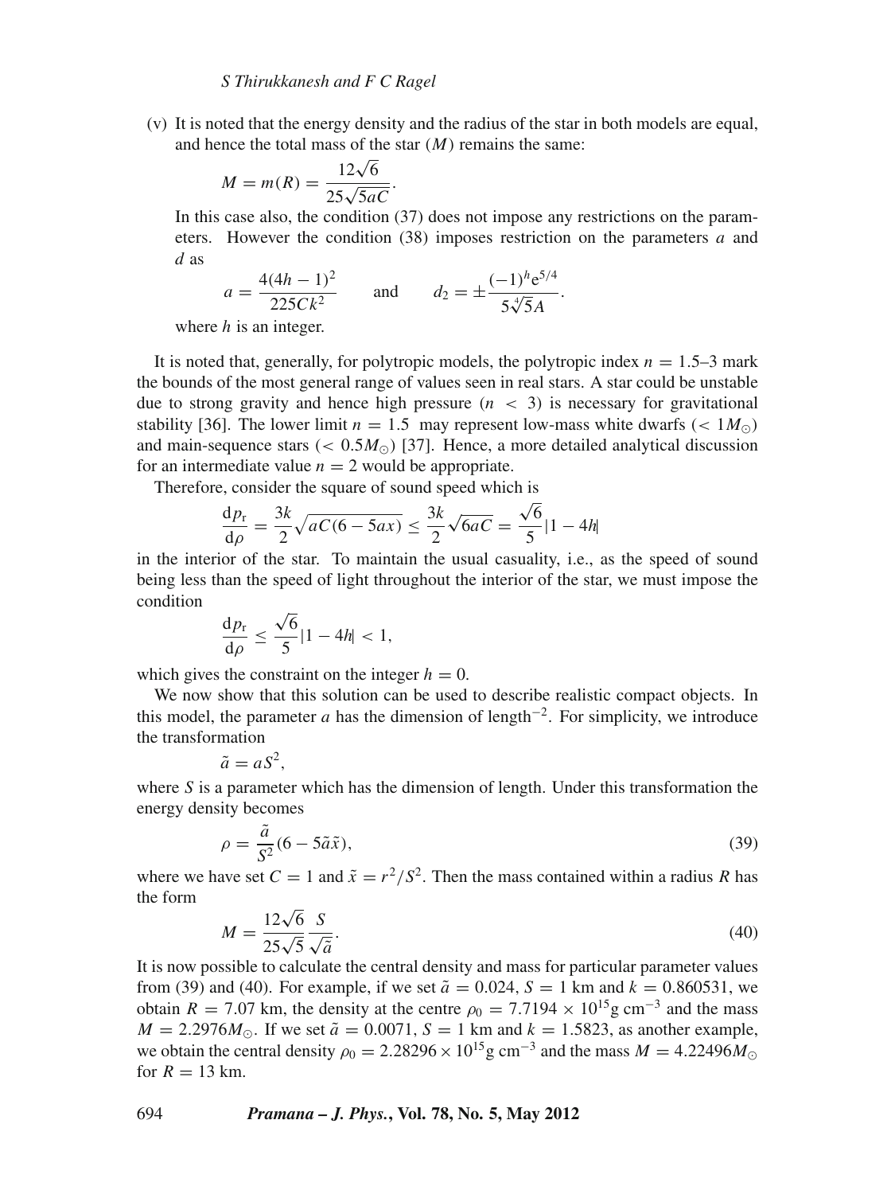(v) It is noted that the energy density and the radius of the star in both models are equal, and hence the total mass of the star ($M$) remains the same:

$$M = m(R) = \frac{12\sqrt{6}}{25\sqrt{5aC}}.$$

In this case also, the condition (37) does not impose any restrictions on the parameters. However the condition (38) imposes restriction on the parameters $a$ and $d$ as

$$a = \frac{4(4h-1)^2}{225Ck^2} \qquad \text{and} \qquad d_2 = \pm\frac{(-1)^h e^{5/4}}{5\sqrt[4]{5}A}.$$

where $h$ is an integer.

It is noted that, generally, for polytropic models, the polytropic index $n = 1.5$–$3$ mark the bounds of the most general range of values seen in real stars. A star could be unstable due to strong gravity and hence high pressure ($n < 3$) is necessary for gravitational stability [36]. The lower limit $n = 1.5$ may represent low-mass white dwarfs ($< 1M_{\odot}$) and main-sequence stars ($< 0.5M_{\odot}$) [37]. Hence, a more detailed analytical discussion for an intermediate value $n = 2$ would be appropriate.

Therefore, consider the square of sound speed which is

$$\frac{\mathrm{d}p_{\mathrm{r}}}{\mathrm{d}\rho} = \frac{3k}{2}\sqrt{aC(6-5ax)} \leq \frac{3k}{2}\sqrt{6aC} = \frac{\sqrt{6}}{5}|1-4h|$$

in the interior of the star. To maintain the usual casuality, i.e., as the speed of sound being less than the speed of light throughout the interior of the star, we must impose the condition

$$\frac{\mathrm{d}p_{\mathrm{r}}}{\mathrm{d}\rho} \leq \frac{\sqrt{6}}{5}|1-4h| < 1,$$

which gives the constraint on the integer $h = 0$.

We now show that this solution can be used to describe realistic compact objects. In this model, the parameter $a$ has the dimension of length$^{-2}$. For simplicity, we introduce the transformation

$$\tilde{a} = aS^2,$$

where $S$ is a parameter which has the dimension of length. Under this transformation the energy density becomes

$$\rho = \frac{\tilde{a}}{S^2}(6 - 5\tilde{a}\tilde{x}), \tag{39}$$

where we have set $C = 1$ and $\tilde{x} = r^2/S^2$. Then the mass contained within a radius $R$ has the form

$$M = \frac{12\sqrt{6}}{25\sqrt{5}}\frac{S}{\sqrt{\tilde{a}}}. \tag{40}$$

It is now possible to calculate the central density and mass for particular parameter values from (39) and (40). For example, if we set $\tilde{a} = 0.024$, $S = 1$ km and $k = 0.860531$, we obtain $R = 7.07$ km, the density at the centre $\rho_0 = 7.7194 \times 10^{15}$g cm$^{-3}$ and the mass $M = 2.2976M_{\odot}$. If we set $\tilde{a} = 0.0071$, $S = 1$ km and $k = 1.5823$, as another example, we obtain the central density $\rho_0 = 2.28296 \times 10^{15}$g cm$^{-3}$ and the mass $M = 4.22496M_{\odot}$ for $R = 13$ km.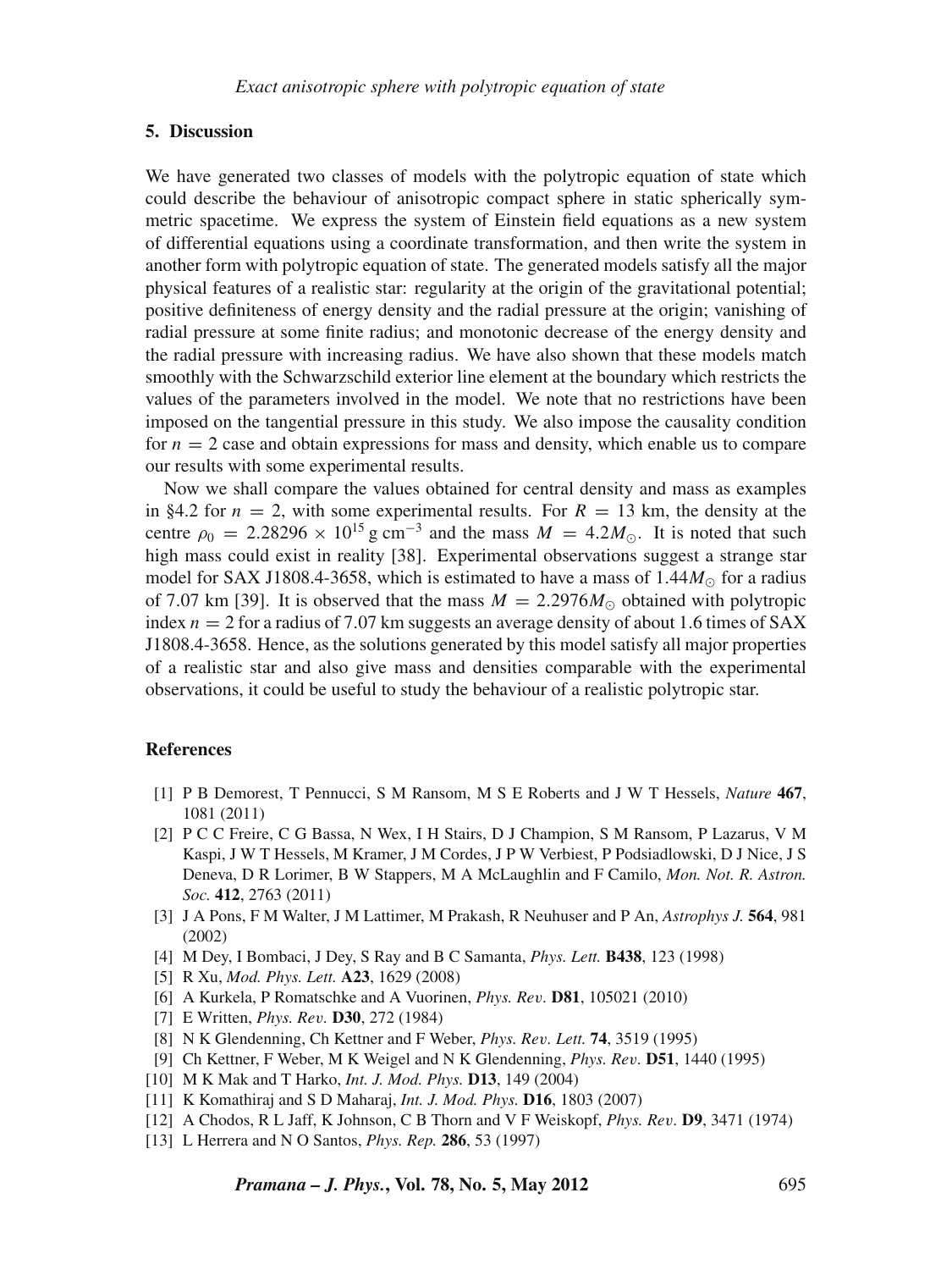## 5. Discussion

We have generated two classes of models with the polytropic equation of state which could describe the behaviour of anisotropic compact sphere in static spherically symmetric spacetime. We express the system of Einstein field equations as a new system of differential equations using a coordinate transformation, and then write the system in another form with polytropic equation of state. The generated models satisfy all the major physical features of a realistic star: regularity at the origin of the gravitational potential; positive definiteness of energy density and the radial pressure at the origin; vanishing of radial pressure at some finite radius; and monotonic decrease of the energy density and the radial pressure with increasing radius. We have also shown that these models match smoothly with the Schwarzschild exterior line element at the boundary which restricts the values of the parameters involved in the model. We note that no restrictions have been imposed on the tangential pressure in this study. We also impose the causality condition for $n = 2$ case and obtain expressions for mass and density, which enable us to compare our results with some experimental results.

Now we shall compare the values obtained for central density and mass as examples in §4.2 for $n = 2$, with some experimental results. For $R = 13$ km, the density at the centre $\rho_0 = 2.28296 \times 10^{15}$ g cm$^{-3}$ and the mass $M = 4.2M_{\odot}$. It is noted that such high mass could exist in reality [38]. Experimental observations suggest a strange star model for SAX J1808.4-3658, which is estimated to have a mass of $1.44M_{\odot}$ for a radius of 7.07 km [39]. It is observed that the mass $M = 2.2976M_{\odot}$ obtained with polytropic index $n = 2$ for a radius of 7.07 km suggests an average density of about 1.6 times of SAX J1808.4-3658. Hence, as the solutions generated by this model satisfy all major properties of a realistic star and also give mass and densities comparable with the experimental observations, it could be useful to study the behaviour of a realistic polytropic star.

## References

[1] P B Demorest, T Pennucci, S M Ransom, M S E Roberts and J W T Hessels, *Nature* **467**, 1081 (2011)

[2] P C C Freire, C G Bassa, N Wex, I H Stairs, D J Champion, S M Ransom, P Lazarus, V M Kaspi, J W T Hessels, M Kramer, J M Cordes, J P W Verbiest, P Podsiadlowski, D J Nice, J S Deneva, D R Lorimer, B W Stappers, M A McLaughlin and F Camilo, *Mon. Not. R. Astron. Soc.* **412**, 2763 (2011)

[3] J A Pons, F M Walter, J M Lattimer, M Prakash, R Neuhuser and P An, *Astrophys J.* **564**, 981 (2002)

[4] M Dey, I Bombaci, J Dey, S Ray and B C Samanta, *Phys. Lett.* **B438**, 123 (1998)

[5] R Xu, *Mod. Phys. Lett.* **A23**, 1629 (2008)

[6] A Kurkela, P Romatschke and A Vuorinen, *Phys. Rev.* **D81**, 105021 (2010)

[7] E Written, *Phys. Rev.* **D30**, 272 (1984)

[8] N K Glendenning, Ch Kettner and F Weber, *Phys. Rev. Lett.* **74**, 3519 (1995)

[9] Ch Kettner, F Weber, M K Weigel and N K Glendenning, *Phys. Rev.* **D51**, 1440 (1995)

[10] M K Mak and T Harko, *Int. J. Mod. Phys.* **D13**, 149 (2004)

[11] K Komathiraj and S D Maharaj, *Int. J. Mod. Phys.* **D16**, 1803 (2007)

[12] A Chodos, R L Jaff, K Johnson, C B Thorn and V F Weiskopf, *Phys. Rev.* **D9**, 3471 (1974)

[13] L Herrera and N O Santos, *Phys. Rep.* **286**, 53 (1997)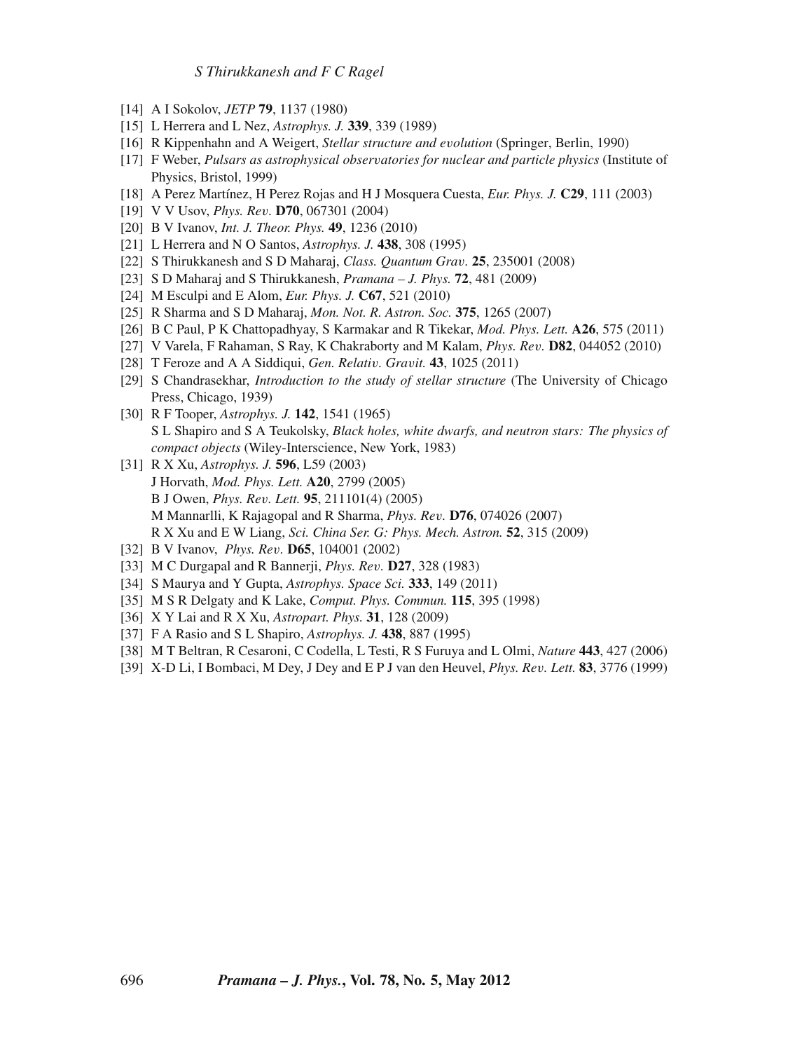[14] A I Sokolov, *JETP* **79**, 1137 (1980)

[15] L Herrera and L Nez, *Astrophys. J.* **339**, 339 (1989)

[16] R Kippenhahn and A Weigert, *Stellar structure and evolution* (Springer, Berlin, 1990)

[17] F Weber, *Pulsars as astrophysical observatories for nuclear and particle physics* (Institute of Physics, Bristol, 1999)

[18] A Perez Martínez, H Perez Rojas and H J Mosquera Cuesta, *Eur. Phys. J.* **C29**, 111 (2003)

[19] V V Usov, *Phys. Rev.* **D70**, 067301 (2004)

[20] B V Ivanov, *Int. J. Theor. Phys.* **49**, 1236 (2010)

[21] L Herrera and N O Santos, *Astrophys. J.* **438**, 308 (1995)

[22] S Thirukkanesh and S D Maharaj, *Class. Quantum Grav.* **25**, 235001 (2008)

[23] S D Maharaj and S Thirukkanesh, *Pramana – J. Phys.* **72**, 481 (2009)

[24] M Esculpi and E Alom, *Eur. Phys. J.* **C67**, 521 (2010)

[25] R Sharma and S D Maharaj, *Mon. Not. R. Astron. Soc.* **375**, 1265 (2007)

[26] B C Paul, P K Chattopadhyay, S Karmakar and R Tikekar, *Mod. Phys. Lett.* **A26**, 575 (2011)

[27] V Varela, F Rahaman, S Ray, K Chakraborty and M Kalam, *Phys. Rev.* **D82**, 044052 (2010)

[28] T Feroze and A A Siddiqui, *Gen. Relativ. Gravit.* **43**, 1025 (2011)

[29] S Chandrasekhar, *Introduction to the study of stellar structure* (The University of Chicago Press, Chicago, 1939)

[30] R F Tooper, *Astrophys. J.* **142**, 1541 (1965)
S L Shapiro and S A Teukolsky, *Black holes, white dwarfs, and neutron stars: The physics of compact objects* (Wiley-Interscience, New York, 1983)

[31] R X Xu, *Astrophys. J.* **596**, L59 (2003)
J Horvath, *Mod. Phys. Lett.* **A20**, 2799 (2005)
B J Owen, *Phys. Rev. Lett.* **95**, 211101(4) (2005)
M Mannarlli, K Rajagopal and R Sharma, *Phys. Rev.* **D76**, 074026 (2007)
R X Xu and E W Liang, *Sci. China Ser. G: Phys. Mech. Astron.* **52**, 315 (2009)

[32] B V Ivanov, *Phys. Rev.* **D65**, 104001 (2002)

[33] M C Durgapal and R Bannerji, *Phys. Rev.* **D27**, 328 (1983)

[34] S Maurya and Y Gupta, *Astrophys. Space Sci.* **333**, 149 (2011)

[35] M S R Delgaty and K Lake, *Comput. Phys. Commun.* **115**, 395 (1998)

[36] X Y Lai and R X Xu, *Astropart. Phys.* **31**, 128 (2009)

[37] F A Rasio and S L Shapiro, *Astrophys. J.* **438**, 887 (1995)

[38] M T Beltran, R Cesaroni, C Codella, L Testi, R S Furuya and L Olmi, *Nature* **443**, 427 (2006)

[39] X-D Li, I Bombaci, M Dey, J Dey and E P J van den Heuvel, *Phys. Rev. Lett.* **83**, 3776 (1999)